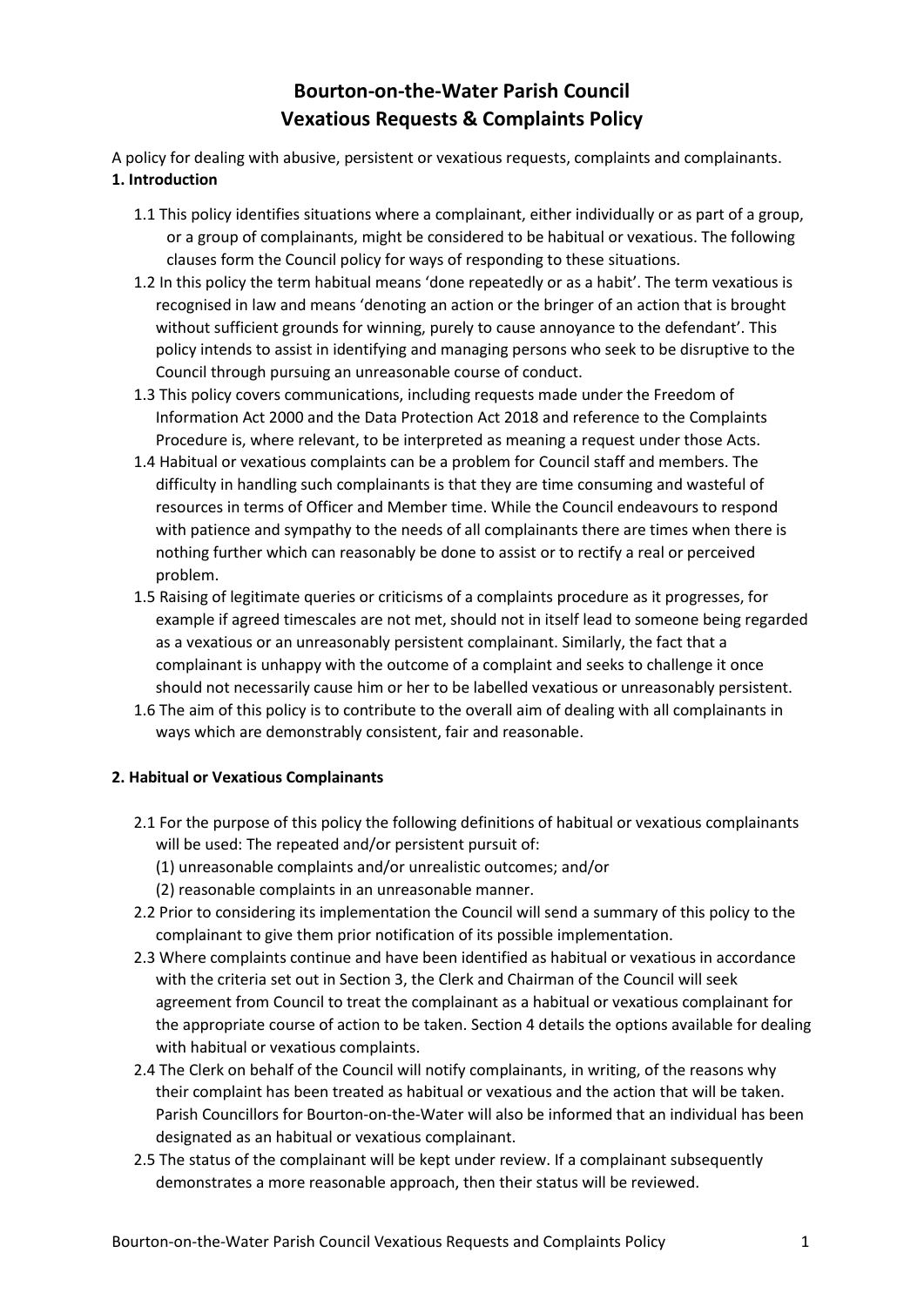# Bourton-on-the-Water Parish Council
# Vexatious Requests & Complaints Policy

A policy for dealing with abusive, persistent or vexatious requests, complaints and complainants.

**1. Introduction**

1.1 This policy identifies situations where a complainant, either individually or as part of a group, or a group of complainants, might be considered to be habitual or vexatious. The following clauses form the Council policy for ways of responding to these situations.

1.2 In this policy the term habitual means 'done repeatedly or as a habit'. The term vexatious is recognised in law and means 'denoting an action or the bringer of an action that is brought without sufficient grounds for winning, purely to cause annoyance to the defendant'. This policy intends to assist in identifying and managing persons who seek to be disruptive to the Council through pursuing an unreasonable course of conduct.

1.3 This policy covers communications, including requests made under the Freedom of Information Act 2000 and the Data Protection Act 2018 and reference to the Complaints Procedure is, where relevant, to be interpreted as meaning a request under those Acts.

1.4 Habitual or vexatious complaints can be a problem for Council staff and members. The difficulty in handling such complainants is that they are time consuming and wasteful of resources in terms of Officer and Member time. While the Council endeavours to respond with patience and sympathy to the needs of all complainants there are times when there is nothing further which can reasonably be done to assist or to rectify a real or perceived problem.

1.5 Raising of legitimate queries or criticisms of a complaints procedure as it progresses, for example if agreed timescales are not met, should not in itself lead to someone being regarded as a vexatious or an unreasonably persistent complainant. Similarly, the fact that a complainant is unhappy with the outcome of a complaint and seeks to challenge it once should not necessarily cause him or her to be labelled vexatious or unreasonably persistent.

1.6 The aim of this policy is to contribute to the overall aim of dealing with all complainants in ways which are demonstrably consistent, fair and reasonable.

**2. Habitual or Vexatious Complainants**

2.1 For the purpose of this policy the following definitions of habitual or vexatious complainants will be used: The repeated and/or persistent pursuit of:
(1) unreasonable complaints and/or unrealistic outcomes; and/or
(2) reasonable complaints in an unreasonable manner.

2.2 Prior to considering its implementation the Council will send a summary of this policy to the complainant to give them prior notification of its possible implementation.

2.3 Where complaints continue and have been identified as habitual or vexatious in accordance with the criteria set out in Section 3, the Clerk and Chairman of the Council will seek agreement from Council to treat the complainant as a habitual or vexatious complainant for the appropriate course of action to be taken. Section 4 details the options available for dealing with habitual or vexatious complaints.

2.4 The Clerk on behalf of the Council will notify complainants, in writing, of the reasons why their complaint has been treated as habitual or vexatious and the action that will be taken. Parish Councillors for Bourton-on-the-Water will also be informed that an individual has been designated as an habitual or vexatious complainant.

2.5 The status of the complainant will be kept under review. If a complainant subsequently demonstrates a more reasonable approach, then their status will be reviewed.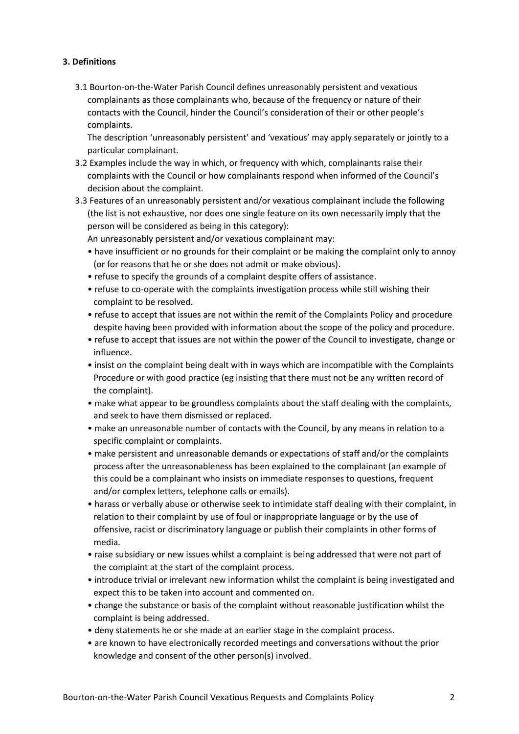### 3. Definitions

3.1 Bourton-on-the-Water Parish Council defines unreasonably persistent and vexatious complainants as those complainants who, because of the frequency or nature of their contacts with the Council, hinder the Council's consideration of their or other people's complaints.
The description 'unreasonably persistent' and 'vexatious' may apply separately or jointly to a particular complainant.

3.2 Examples include the way in which, or frequency with which, complainants raise their complaints with the Council or how complainants respond when informed of the Council's decision about the complaint.

3.3 Features of an unreasonably persistent and/or vexatious complainant include the following (the list is not exhaustive, nor does one single feature on its own necessarily imply that the person will be considered as being in this category):
An unreasonably persistent and/or vexatious complainant may:

- have insufficient or no grounds for their complaint or be making the complaint only to annoy (or for reasons that he or she does not admit or make obvious).
- refuse to specify the grounds of a complaint despite offers of assistance.
- refuse to co-operate with the complaints investigation process while still wishing their complaint to be resolved.
- refuse to accept that issues are not within the remit of the Complaints Policy and procedure despite having been provided with information about the scope of the policy and procedure.
- refuse to accept that issues are not within the power of the Council to investigate, change or influence.
- insist on the complaint being dealt with in ways which are incompatible with the Complaints Procedure or with good practice (eg insisting that there must not be any written record of the complaint).
- make what appear to be groundless complaints about the staff dealing with the complaints, and seek to have them dismissed or replaced.
- make an unreasonable number of contacts with the Council, by any means in relation to a specific complaint or complaints.
- make persistent and unreasonable demands or expectations of staff and/or the complaints process after the unreasonableness has been explained to the complainant (an example of this could be a complainant who insists on immediate responses to questions, frequent and/or complex letters, telephone calls or emails).
- harass or verbally abuse or otherwise seek to intimidate staff dealing with their complaint, in relation to their complaint by use of foul or inappropriate language or by the use of offensive, racist or discriminatory language or publish their complaints in other forms of media.
- raise subsidiary or new issues whilst a complaint is being addressed that were not part of the complaint at the start of the complaint process.
- introduce trivial or irrelevant new information whilst the complaint is being investigated and expect this to be taken into account and commented on.
- change the substance or basis of the complaint without reasonable justification whilst the complaint is being addressed.
- deny statements he or she made at an earlier stage in the complaint process.
- are known to have electronically recorded meetings and conversations without the prior knowledge and consent of the other person(s) involved.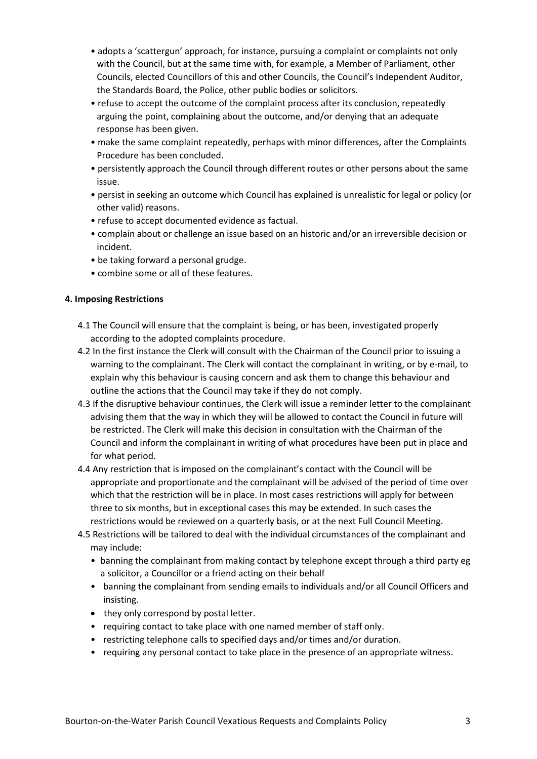- adopts a 'scattergun' approach, for instance, pursuing a complaint or complaints not only with the Council, but at the same time with, for example, a Member of Parliament, other Councils, elected Councillors of this and other Councils, the Council's Independent Auditor, the Standards Board, the Police, other public bodies or solicitors.
- refuse to accept the outcome of the complaint process after its conclusion, repeatedly arguing the point, complaining about the outcome, and/or denying that an adequate response has been given.
- make the same complaint repeatedly, perhaps with minor differences, after the Complaints Procedure has been concluded.
- persistently approach the Council through different routes or other persons about the same issue.
- persist in seeking an outcome which Council has explained is unrealistic for legal or policy (or other valid) reasons.
- refuse to accept documented evidence as factual.
- complain about or challenge an issue based on an historic and/or an irreversible decision or incident.
- be taking forward a personal grudge.
- combine some or all of these features.

**4. Imposing Restrictions**

4.1 The Council will ensure that the complaint is being, or has been, investigated properly according to the adopted complaints procedure.

4.2 In the first instance the Clerk will consult with the Chairman of the Council prior to issuing a warning to the complainant. The Clerk will contact the complainant in writing, or by e-mail, to explain why this behaviour is causing concern and ask them to change this behaviour and outline the actions that the Council may take if they do not comply.

4.3 If the disruptive behaviour continues, the Clerk will issue a reminder letter to the complainant advising them that the way in which they will be allowed to contact the Council in future will be restricted. The Clerk will make this decision in consultation with the Chairman of the Council and inform the complainant in writing of what procedures have been put in place and for what period.

4.4 Any restriction that is imposed on the complainant's contact with the Council will be appropriate and proportionate and the complainant will be advised of the period of time over which that the restriction will be in place. In most cases restrictions will apply for between three to six months, but in exceptional cases this may be extended. In such cases the restrictions would be reviewed on a quarterly basis, or at the next Full Council Meeting.

4.5 Restrictions will be tailored to deal with the individual circumstances of the complainant and may include:

- banning the complainant from making contact by telephone except through a third party eg a solicitor, a Councillor or a friend acting on their behalf
- banning the complainant from sending emails to individuals and/or all Council Officers and insisting.
- they only correspond by postal letter.
- requiring contact to take place with one named member of staff only.
- restricting telephone calls to specified days and/or times and/or duration.
- requiring any personal contact to take place in the presence of an appropriate witness.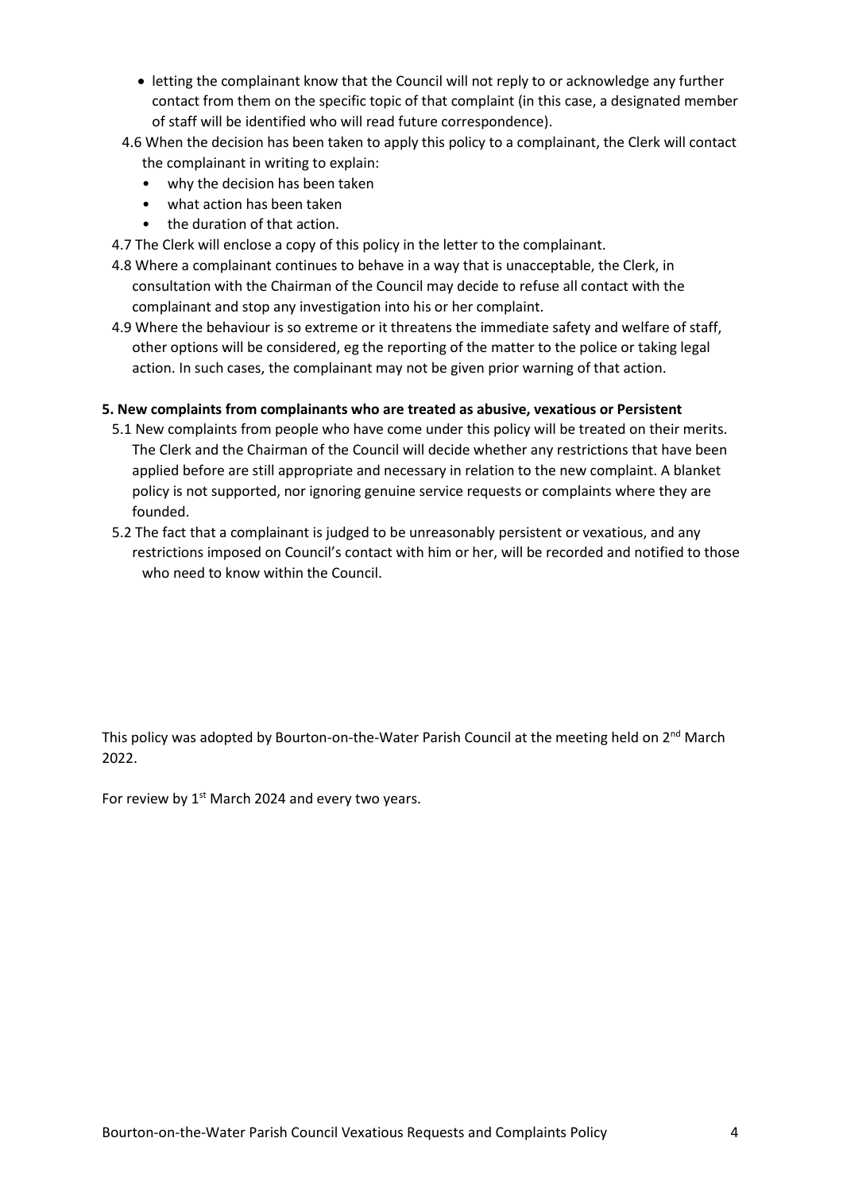- letting the complainant know that the Council will not reply to or acknowledge any further contact from them on the specific topic of that complaint (in this case, a designated member of staff will be identified who will read future correspondence).

4.6 When the decision has been taken to apply this policy to a complainant, the Clerk will contact the complainant in writing to explain:

- why the decision has been taken
- what action has been taken
- the duration of that action.

4.7 The Clerk will enclose a copy of this policy in the letter to the complainant.

4.8 Where a complainant continues to behave in a way that is unacceptable, the Clerk, in consultation with the Chairman of the Council may decide to refuse all contact with the complainant and stop any investigation into his or her complaint.

4.9 Where the behaviour is so extreme or it threatens the immediate safety and welfare of staff, other options will be considered, eg the reporting of the matter to the police or taking legal action. In such cases, the complainant may not be given prior warning of that action.

**5. New complaints from complainants who are treated as abusive, vexatious or Persistent**

5.1 New complaints from people who have come under this policy will be treated on their merits. The Clerk and the Chairman of the Council will decide whether any restrictions that have been applied before are still appropriate and necessary in relation to the new complaint. A blanket policy is not supported, nor ignoring genuine service requests or complaints where they are founded.

5.2 The fact that a complainant is judged to be unreasonably persistent or vexatious, and any restrictions imposed on Council's contact with him or her, will be recorded and notified to those who need to know within the Council.

This policy was adopted by Bourton-on-the-Water Parish Council at the meeting held on 2nd March 2022.

For review by 1st March 2024 and every two years.